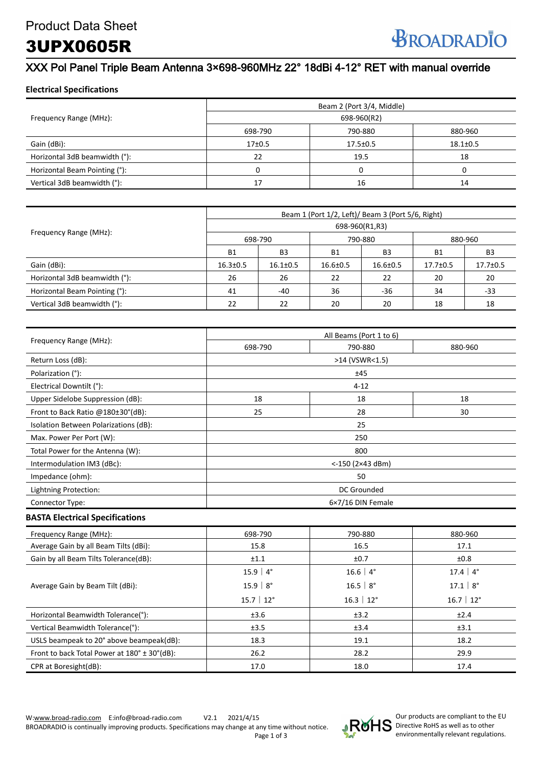# Product Data Sheet

# 3UPX0605R

BROADRADIO

## XXX Pol Panel Triple Beam Antenna 3×698-960MHz 22° 18dBi 4-12° RET with manual override

### Electrical Specifications

| Frequency Range (MHz): | Beam 2 (Port 3/4, Middle) | | |
|---|---|---|---|
| | 698-960(R2) | | |
| | 698-790 | 790-880 | 880-960 |
| Gain (dBi): | 17±0.5 | 17.5±0.5 | 18.1±0.5 |
| Horizontal 3dB beamwidth (°): | 22 | 19.5 | 18 |
| Horizontal Beam Pointing (°): | 0 | 0 | 0 |
| Vertical 3dB beamwidth (°): | 17 | 16 | 14 |

| Frequency Range (MHz): | Beam 1 (Port 1/2, Left)/ Beam 3 (Port 5/6, Right) | | | | | |
|---|---|---|---|---|---|---|
| | 698-960(R1,R3) | | | | | |
| | 698-790 | | 790-880 | | 880-960 | |
| | B1 | B3 | B1 | B3 | B1 | B3 |
| Gain (dBi): | 16.3±0.5 | 16.1±0.5 | 16.6±0.5 | 16.6±0.5 | 17.7±0.5 | 17.7±0.5 |
| Horizontal 3dB beamwidth (°): | 26 | 26 | 22 | 22 | 20 | 20 |
| Horizontal Beam Pointing (°): | 41 | -40 | 36 | -36 | 34 | -33 |
| Vertical 3dB beamwidth (°): | 22 | 22 | 20 | 20 | 18 | 18 |

| Frequency Range (MHz): | All Beams (Port 1 to 6) | | |
|---|---|---|---|
| | 698-790 | 790-880 | 880-960 |
| Return Loss (dB): | >14 (VSWR<1.5) | | |
| Polarization (°): | ±45 | | |
| Electrical Downtilt (°): | 4-12 | | |
| Upper Sidelobe Suppression (dB): | 18 | 18 | 18 |
| Front to Back Ratio @180±30°(dB): | 25 | 28 | 30 |
| Isolation Between Polarizations (dB): | 25 | | |
| Max. Power Per Port (W): | 250 | | |
| Total Power for the Antenna (W): | 800 | | |
| Intermodulation IM3 (dBc): | <-150 (2×43 dBm) | | |
| Impedance (ohm): | 50 | | |
| Lightning Protection: | DC Grounded | | |
| Connector Type: | 6×7/16 DIN Female | | |

### BASTA Electrical Specifications

| Frequency Range (MHz): | 698-790 | 790-880 | 880-960 |
|---|---|---|---|
| Average Gain by all Beam Tilts (dBi): | 15.8 | 16.5 | 17.1 |
| Gain by all Beam Tilts Tolerance(dB): | ±1.1 | ±0.7 | ±0.8 |
| Average Gain by Beam Tilt (dBi): | 15.9 \| 4° | 16.6 \| 4° | 17.4 \| 4° |
| | 15.9 \| 8° | 16.5 \| 8° | 17.1 \| 8° |
| | 15.7 \| 12° | 16.3 \| 12° | 16.7 \| 12° |
| Horizontal Beamwidth Tolerance(°): | ±3.6 | ±3.2 | ±2.4 |
| Vertical Beamwidth Tolerance(°): | ±3.5 | ±3.4 | ±3.1 |
| USLS beampeak to 20° above beampeak(dB): | 18.3 | 19.1 | 18.2 |
| Front to back Total Power at 180° ± 30°(dB): | 26.2 | 28.2 | 29.9 |
| CPR at Boresight(dB): | 17.0 | 18.0 | 17.4 |

W:www.broad-radio.com E:info@broad-radio.com V2.1 2021/4/15
BROADRADIO is continually improving products. Specifications may change at any time without notice.

Our products are compliant to the EU Directive RoHS as well as to other environmentally relevant regulations.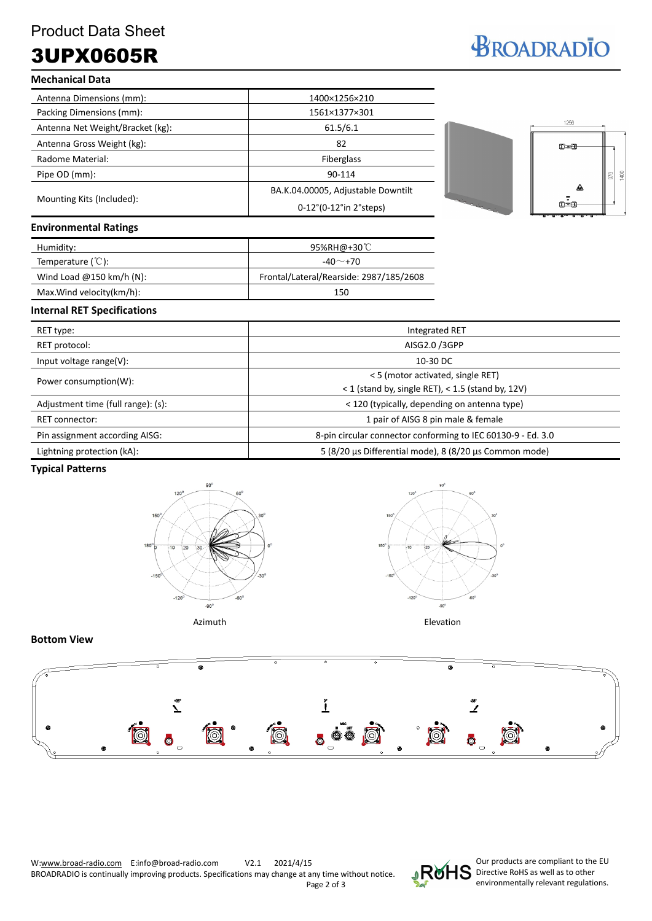# Product Data Sheet

# 3UPX0605R

## Mechanical Data

| | |
|---|---|
| Antenna Dimensions (mm): | 1400×1256×210 |
| Packing Dimensions (mm): | 1561×1377×301 |
| Antenna Net Weight/Bracket (kg): | 61.5/6.1 |
| Antenna Gross Weight (kg): | 82 |
| Radome Material: | Fiberglass |
| Pipe OD (mm): | 90-114 |
| Mounting Kits (Included): | BA.K.04.00005, Adjustable Downtilt 0-12°(0-12°in 2°steps) |

## Environmental Ratings

| | |
|---|---|
| Humidity: | 95%RH@+30℃ |
| Temperature (℃): | -40～+70 |
| Wind Load @150 km/h (N): | Frontal/Lateral/Rearside: 2987/185/2608 |
| Max.Wind velocity(km/h): | 150 |

## Internal RET Specifications

| | |
|---|---|
| RET type: | Integrated RET |
| RET protocol: | AISG2.0 /3GPP |
| Input voltage range(V): | 10-30 DC |
| Power consumption(W): | < 5 (motor activated, single RET)<br>< 1 (stand by, single RET), < 1.5 (stand by, 12V) |
| Adjustment time (full range): (s): | < 120 (typically, depending on antenna type) |
| RET connector: | 1 pair of AISG 8 pin male & female |
| Pin assignment according AISG: | 8-pin circular connector conforming to IEC 60130-9 - Ed. 3.0 |
| Lightning protection (kA): | 5 (8/20 µs Differential mode), 8 (8/20 µs Common mode) |

## Typical Patterns

Azimuth

Elevation

## Bottom View

W:www.broad-radio.com E:info@broad-radio.com V2.1 2021/4/15

BROADRADIO is continually improving products. Specifications may change at any time without notice.

Our products are compliant to the EU Directive RoHS as well as to other environmentally relevant regulations.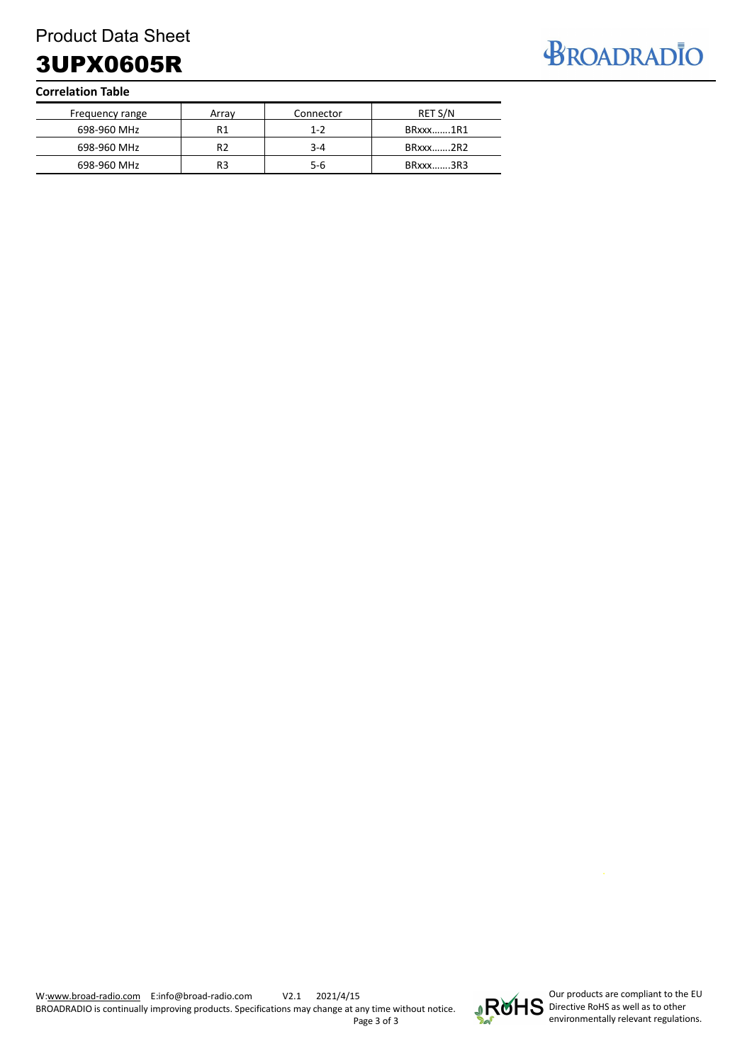## Correlation Table

| Frequency range | Array | Connector | RET S/N |
|---|---|---|---|
| 698-960 MHz | R1 | 1-2 | BRxxx…….1R1 |
| 698-960 MHz | R2 | 3-4 | BRxxx…….2R2 |
| 698-960 MHz | R3 | 5-6 | BRxxx…….3R3 |